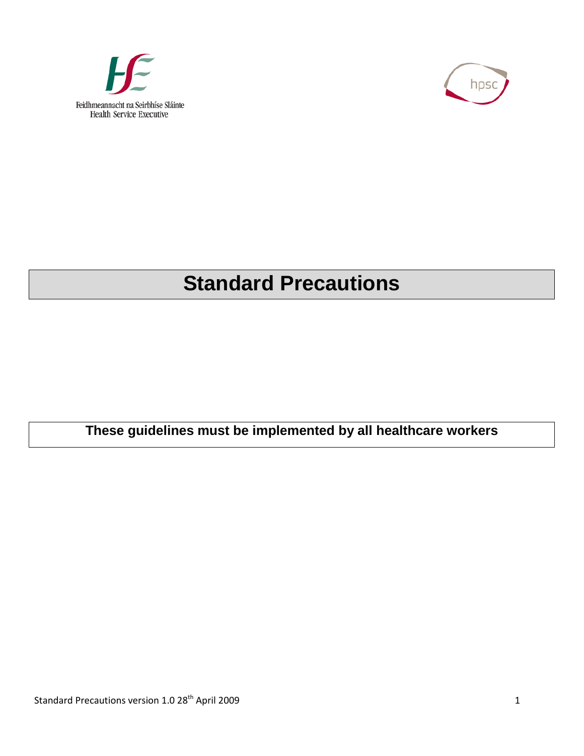Feidhmeannacht na Seirbhíse Sláinte
Health Service Executive

hpsc

# Standard Precautions

**These guidelines must be implemented by all healthcare workers**

Standard Precautions version 1.0 28th April 2009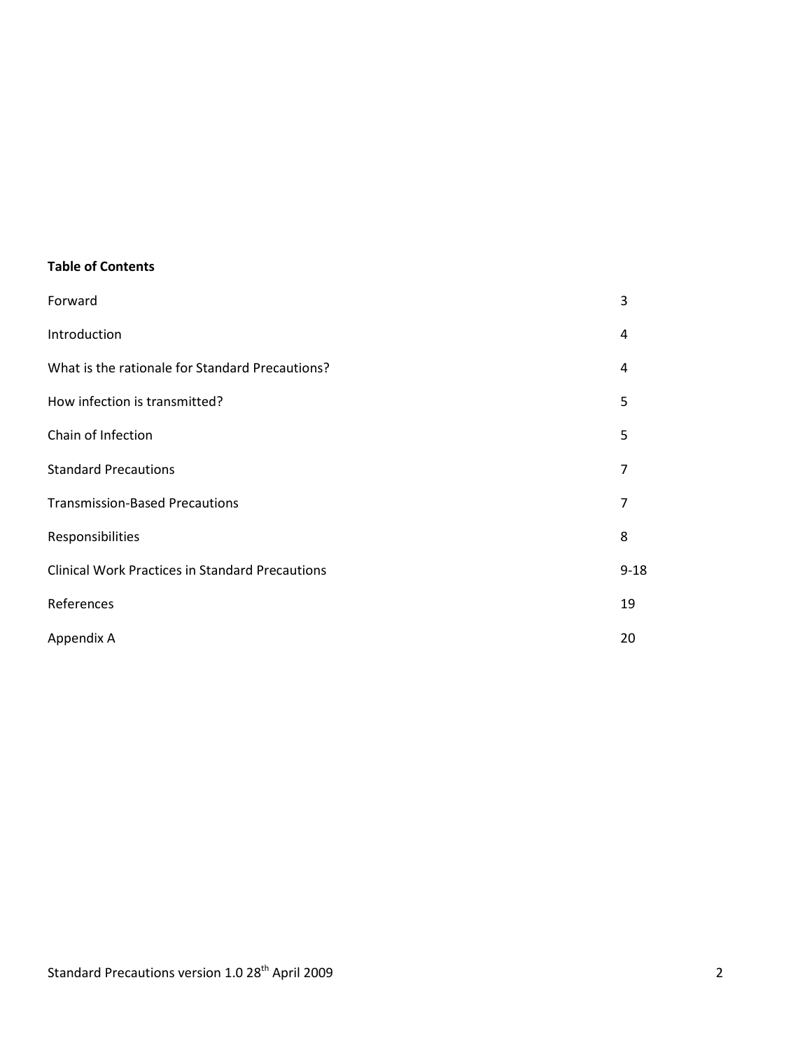**Table of Contents**

| | |
|---|---|
| Forward | 3 |
| Introduction | 4 |
| What is the rationale for Standard Precautions? | 4 |
| How infection is transmitted? | 5 |
| Chain of Infection | 5 |
| Standard Precautions | 7 |
| Transmission-Based Precautions | 7 |
| Responsibilities | 8 |
| Clinical Work Practices in Standard Precautions | 9-18 |
| References | 19 |
| Appendix A | 20 |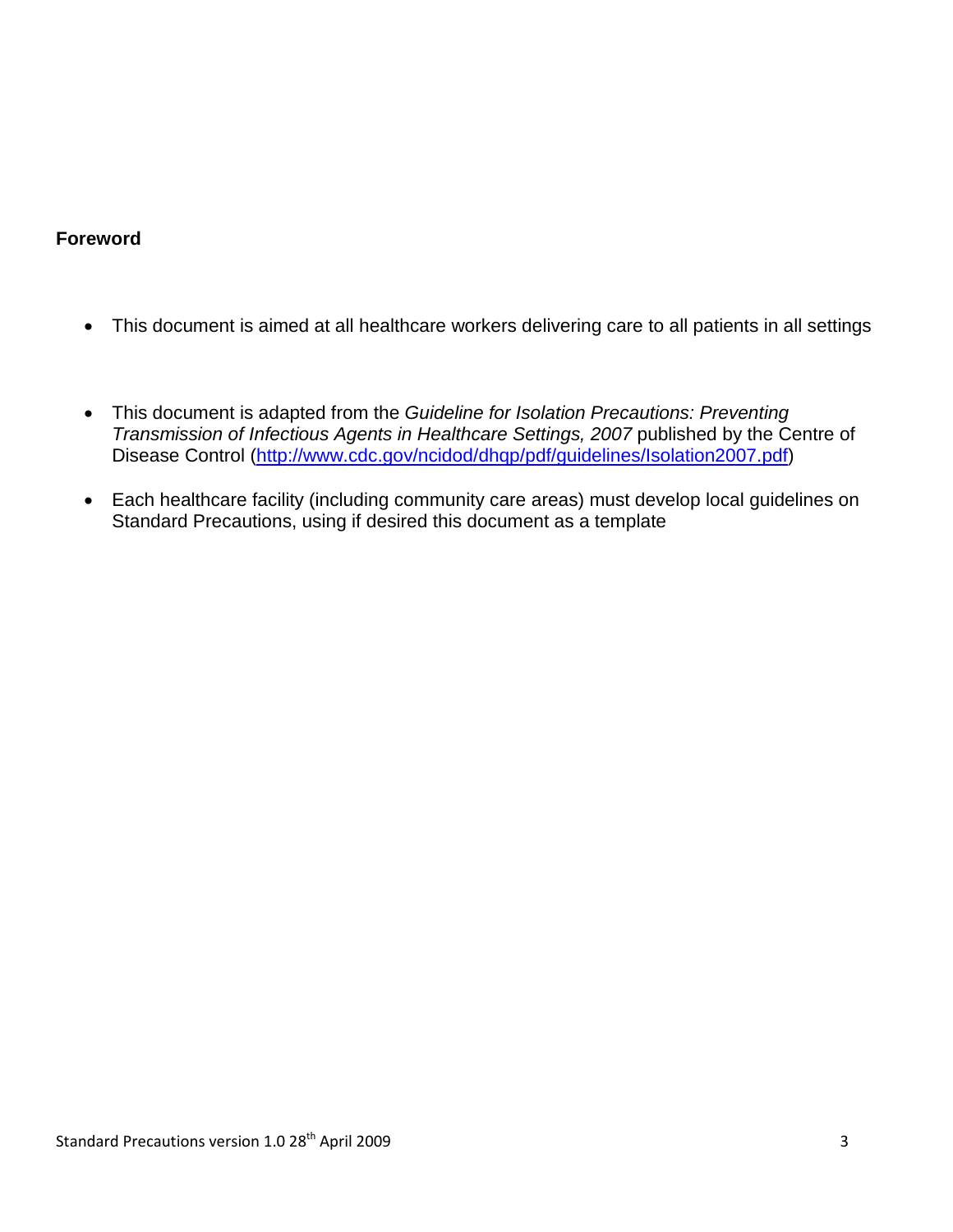**Foreword**

- This document is aimed at all healthcare workers delivering care to all patients in all settings
- This document is adapted from the *Guideline for Isolation Precautions: Preventing Transmission of Infectious Agents in Healthcare Settings, 2007* published by the Centre of Disease Control (http://www.cdc.gov/ncidod/dhqp/pdf/guidelines/Isolation2007.pdf)
- Each healthcare facility (including community care areas) must develop local guidelines on Standard Precautions, using if desired this document as a template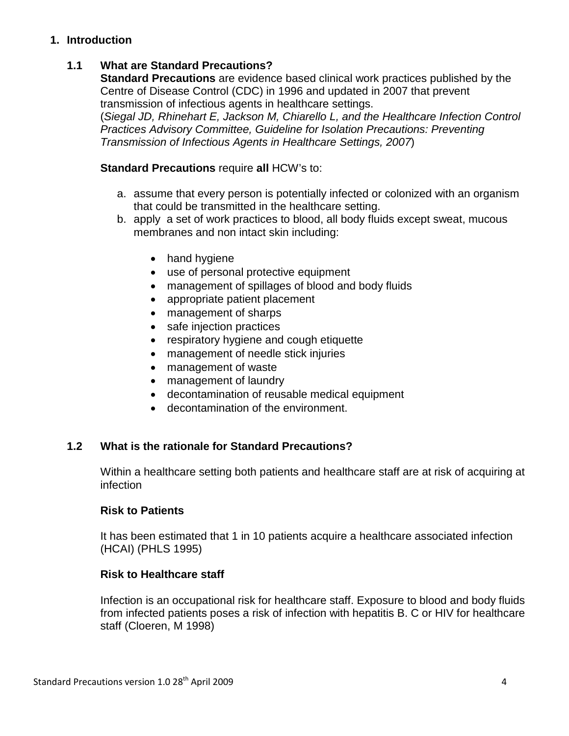## 1. Introduction

### 1.1 What are Standard Precautions?

**Standard Precautions** are evidence based clinical work practices published by the Centre of Disease Control (CDC) in 1996 and updated in 2007 that prevent transmission of infectious agents in healthcare settings.
(*Siegal JD, Rhinehart E, Jackson M, Chiarello L, and the Healthcare Infection Control Practices Advisory Committee, Guideline for Isolation Precautions: Preventing Transmission of Infectious Agents in Healthcare Settings, 2007*)

**Standard Precautions** require **all** HCW's to:

a. assume that every person is potentially infected or colonized with an organism that could be transmitted in the healthcare setting.
b. apply a set of work practices to blood, all body fluids except sweat, mucous membranes and non intact skin including:

    - hand hygiene
    - use of personal protective equipment
    - management of spillages of blood and body fluids
    - appropriate patient placement
    - management of sharps
    - safe injection practices
    - respiratory hygiene and cough etiquette
    - management of needle stick injuries
    - management of waste
    - management of laundry
    - decontamination of reusable medical equipment
    - decontamination of the environment.

### 1.2 What is the rationale for Standard Precautions?

Within a healthcare setting both patients and healthcare staff are at risk of acquiring at infection

**Risk to Patients**

It has been estimated that 1 in 10 patients acquire a healthcare associated infection (HCAI) (PHLS 1995)

**Risk to Healthcare staff**

Infection is an occupational risk for healthcare staff. Exposure to blood and body fluids from infected patients poses a risk of infection with hepatitis B. C or HIV for healthcare staff (Cloeren, M 1998)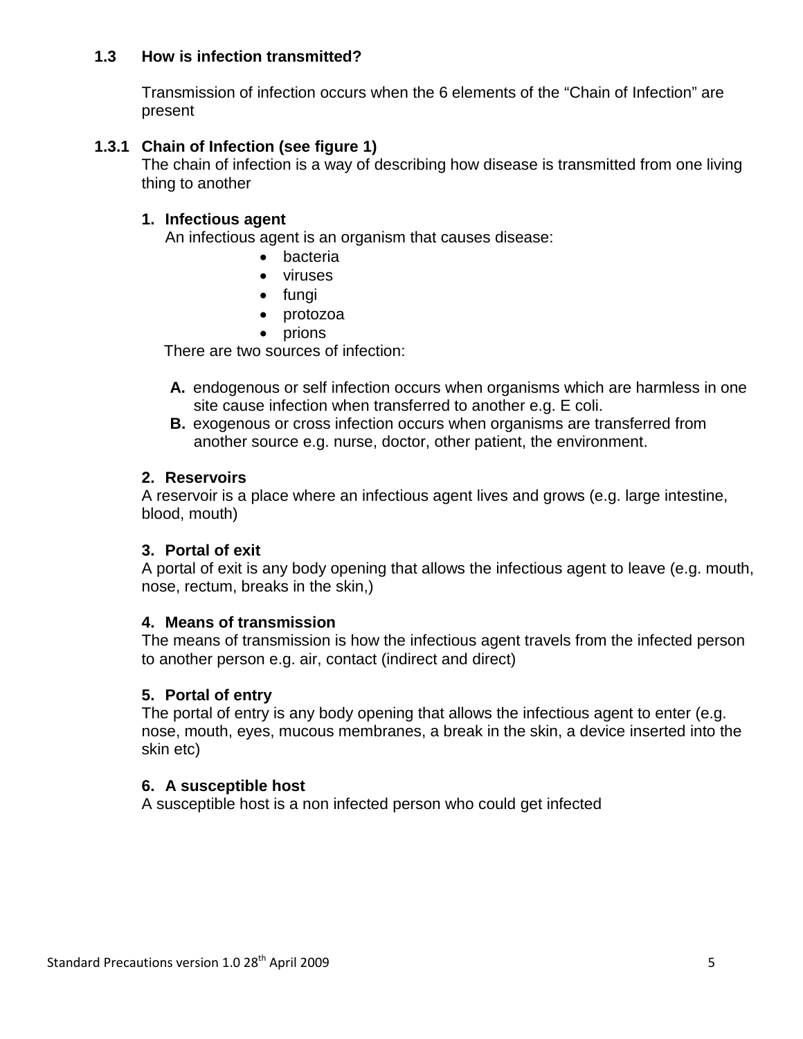## 1.3 How is infection transmitted?

Transmission of infection occurs when the 6 elements of the “Chain of Infection” are present

### 1.3.1 Chain of Infection (see figure 1)

The chain of infection is a way of describing how disease is transmitted from one living thing to another

1. **Infectious agent**

   An infectious agent is an organism that causes disease:

   - bacteria
   - viruses
   - fungi
   - protozoa
   - prions

   There are two sources of infection:

   **A.** endogenous or self infection occurs when organisms which are harmless in one site cause infection when transferred to another e.g. E coli.

   **B.** exogenous or cross infection occurs when organisms are transferred from another source e.g. nurse, doctor, other patient, the environment.

2. **Reservoirs**

   A reservoir is a place where an infectious agent lives and grows (e.g. large intestine, blood, mouth)

3. **Portal of exit**

   A portal of exit is any body opening that allows the infectious agent to leave (e.g. mouth, nose, rectum, breaks in the skin,)

4. **Means of transmission**

   The means of transmission is how the infectious agent travels from the infected person to another person e.g. air, contact (indirect and direct)

5. **Portal of entry**

   The portal of entry is any body opening that allows the infectious agent to enter (e.g. nose, mouth, eyes, mucous membranes, a break in the skin, a device inserted into the skin etc)

6. **A susceptible host**

   A susceptible host is a non infected person who could get infected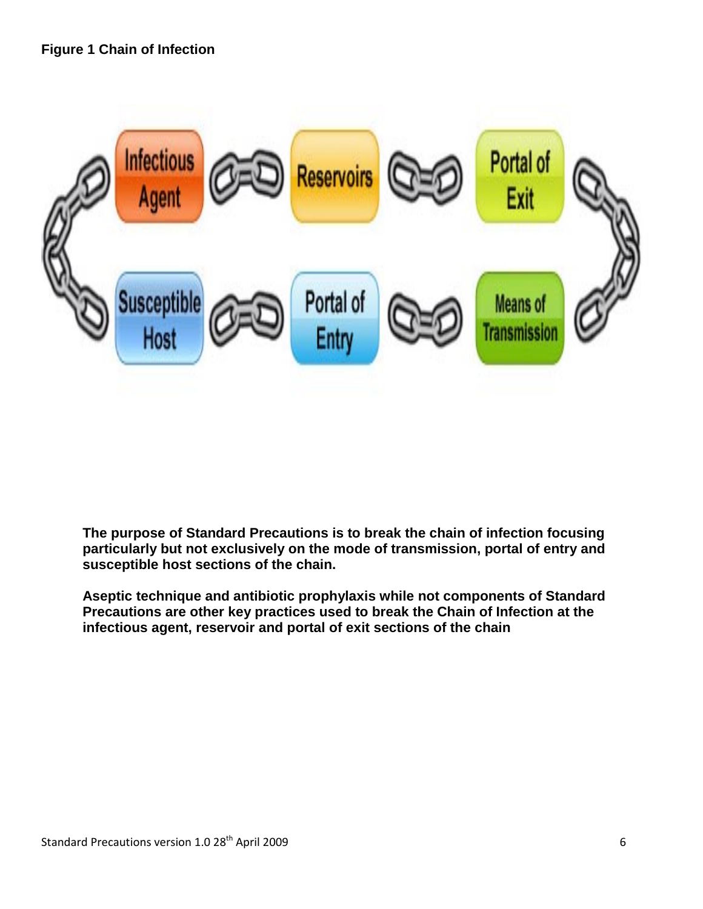**Figure 1 Chain of Infection**

Infectious Agent — Reservoirs — Portal of Exit — Means of Transmission — Portal of Entry — Susceptible Host

**The purpose of Standard Precautions is to break the chain of infection focusing particularly but not exclusively on the mode of transmission, portal of entry and susceptible host sections of the chain.**

**Aseptic technique and antibiotic prophylaxis while not components of Standard Precautions are other key practices used to break the Chain of Infection at the infectious agent, reservoir and portal of exit sections of the chain**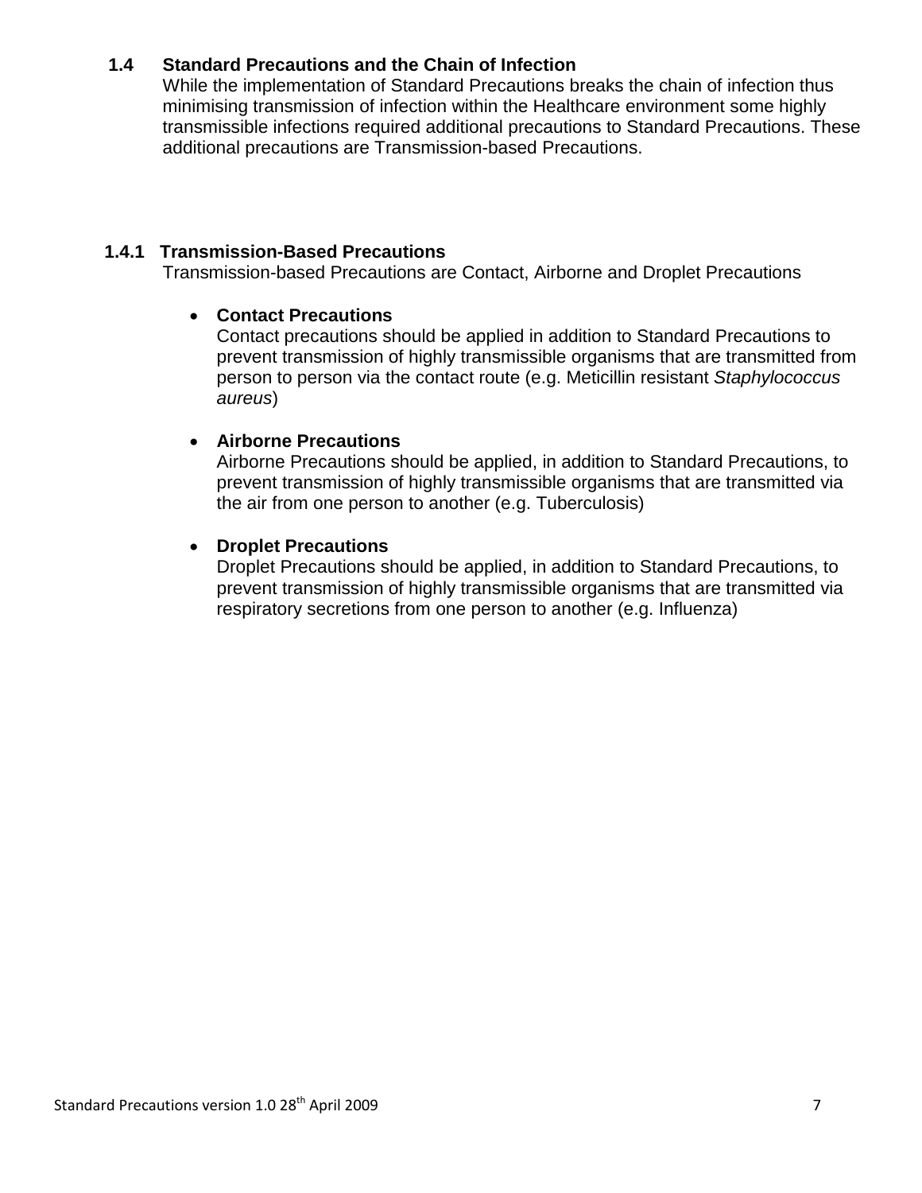## 1.4 Standard Precautions and the Chain of Infection

While the implementation of Standard Precautions breaks the chain of infection thus minimising transmission of infection within the Healthcare environment some highly transmissible infections required additional precautions to Standard Precautions. These additional precautions are Transmission-based Precautions.

### 1.4.1 Transmission-Based Precautions

Transmission-based Precautions are Contact, Airborne and Droplet Precautions

- **Contact Precautions**
  Contact precautions should be applied in addition to Standard Precautions to prevent transmission of highly transmissible organisms that are transmitted from person to person via the contact route (e.g. Meticillin resistant *Staphylococcus aureus*)

- **Airborne Precautions**
  Airborne Precautions should be applied, in addition to Standard Precautions, to prevent transmission of highly transmissible organisms that are transmitted via the air from one person to another (e.g. Tuberculosis)

- **Droplet Precautions**
  Droplet Precautions should be applied, in addition to Standard Precautions, to prevent transmission of highly transmissible organisms that are transmitted via respiratory secretions from one person to another (e.g. Influenza)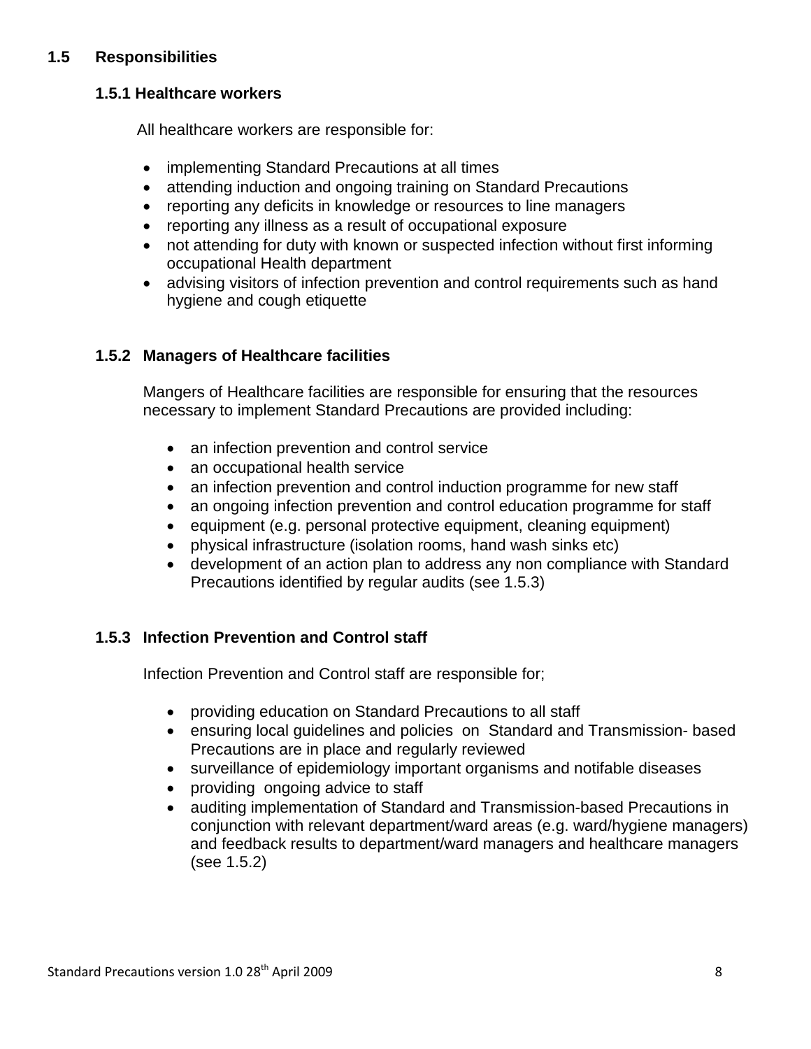## 1.5 Responsibilities

### 1.5.1 Healthcare workers

All healthcare workers are responsible for:

- implementing Standard Precautions at all times
- attending induction and ongoing training on Standard Precautions
- reporting any deficits in knowledge or resources to line managers
- reporting any illness as a result of occupational exposure
- not attending for duty with known or suspected infection without first informing occupational Health department
- advising visitors of infection prevention and control requirements such as hand hygiene and cough etiquette

### 1.5.2 Managers of Healthcare facilities

Mangers of Healthcare facilities are responsible for ensuring that the resources necessary to implement Standard Precautions are provided including:

- an infection prevention and control service
- an occupational health service
- an infection prevention and control induction programme for new staff
- an ongoing infection prevention and control education programme for staff
- equipment (e.g. personal protective equipment, cleaning equipment)
- physical infrastructure (isolation rooms, hand wash sinks etc)
- development of an action plan to address any non compliance with Standard Precautions identified by regular audits (see 1.5.3)

### 1.5.3 Infection Prevention and Control staff

Infection Prevention and Control staff are responsible for;

- providing education on Standard Precautions to all staff
- ensuring local guidelines and policies on Standard and Transmission- based Precautions are in place and regularly reviewed
- surveillance of epidemiology important organisms and notifable diseases
- providing ongoing advice to staff
- auditing implementation of Standard and Transmission-based Precautions in conjunction with relevant department/ward areas (e.g. ward/hygiene managers) and feedback results to department/ward managers and healthcare managers (see 1.5.2)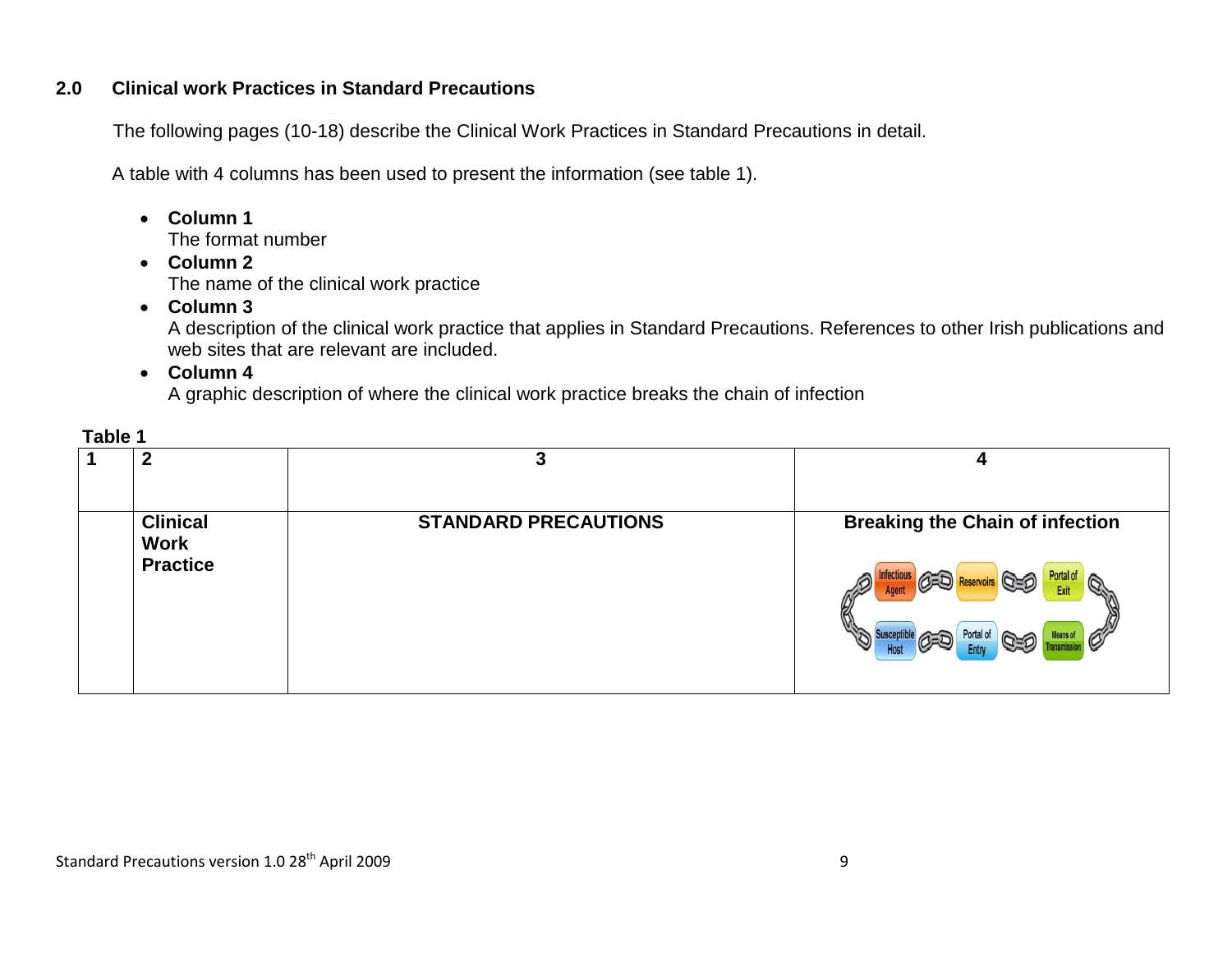## 2.0 Clinical work Practices in Standard Precautions

The following pages (10-18) describe the Clinical Work Practices in Standard Precautions in detail.

A table with 4 columns has been used to present the information (see table 1).

- **Column 1**
  The format number
- **Column 2**
  The name of the clinical work practice
- **Column 3**
  A description of the clinical work practice that applies in Standard Precautions. References to other Irish publications and web sites that are relevant are included.
- **Column 4**
  A graphic description of where the clinical work practice breaks the chain of infection

**Table 1**

| 1 | 2 | 3 | 4 |
|---|---|---|---|
| | **Clinical Work Practice** | **STANDARD PRECAUTIONS** | **Breaking the Chain of infection**<br>Infectious Agent – Reservoirs – Portal of Exit – Means of Transmission – Portal of Entry – Susceptible Host |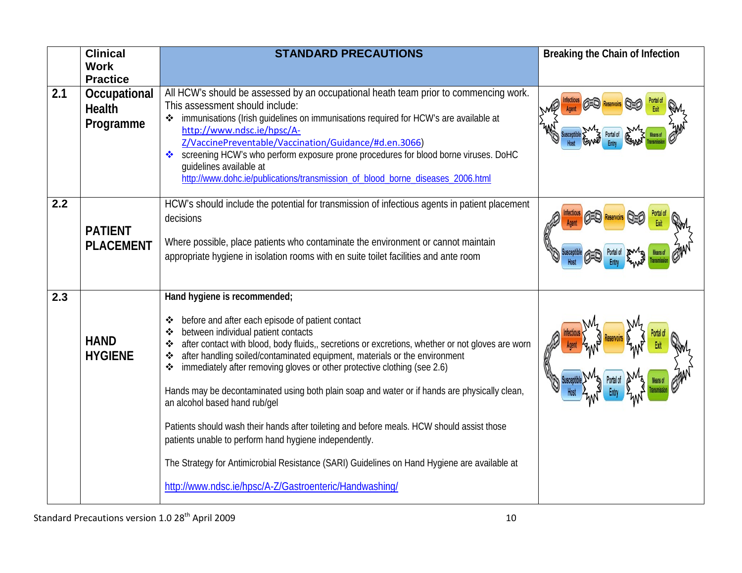| | Clinical Work Practice | STANDARD PRECAUTIONS | Breaking the Chain of Infection |
|---|---|---|---|
| 2.1 | **Occupational Health Programme** | All HCW's should be assessed by an occupational heath team prior to commencing work. This assessment should include:<br>❖ immunisations (Irish guidelines on immunisations required for HCW's are available at http://www.ndsc.ie/hpsc/A-Z/VaccinePreventable/Vaccination/Guidance/#d.en.3066)<br>❖ screening HCW's who perform exposure prone procedures for blood borne viruses. DoHC guidelines available at http://www.dohc.ie/publications/transmission_of_blood_borne_diseases_2006.html | Infectious Agent, Reservoirs, Portal of Exit, Means of Transmission, Portal of Entry, Susceptible Host |
| 2.2 | **PATIENT PLACEMENT** | HCW's should include the potential for transmission of infectious agents in patient placement decisions<br><br>Where possible, place patients who contaminate the environment or cannot maintain appropriate hygiene in isolation rooms with en suite toilet facilities and ante room | Infectious Agent, Reservoirs, Portal of Exit, Means of Transmission, Portal of Entry, Susceptible Host |
| 2.3 | **HAND HYGIENE** | **Hand hygiene is recommended;**<br><br>❖ before and after each episode of patient contact<br>❖ between individual patient contacts<br>❖ after contact with blood, body fluids,, secretions or excretions, whether or not gloves are worn<br>❖ after handling soiled/contaminated equipment, materials or the environment<br>❖ immediately after removing gloves or other protective clothing (see 2.6)<br><br>Hands may be decontaminated using both plain soap and water or if hands are physically clean, an alcohol based hand rub/gel<br><br>Patients should wash their hands after toileting and before meals. HCW should assist those patients unable to perform hand hygiene independently.<br><br>The Strategy for Antimicrobial Resistance (SARI) Guidelines on Hand Hygiene are available at<br><br>http://www.ndsc.ie/hpsc/A-Z/Gastroenteric/Handwashing/ | Infectious Agent, Reservoirs, Portal of Exit, Means of Transmission, Portal of Entry, Susceptible Host |

Standard Precautions version 1.0 28th April 2009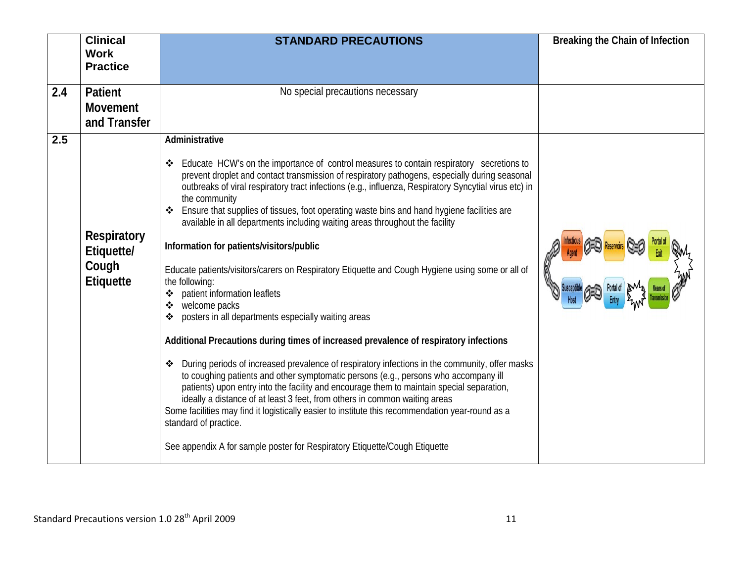| | Clinical Work Practice | STANDARD PRECAUTIONS | Breaking the Chain of Infection |
|---|---|---|---|
| 2.4 | **Patient Movement and Transfer** | No special precautions necessary | |
| 2.5 | **Respiratory Etiquette/ Cough Etiquette** | **Administrative**<br><br>❖ Educate HCW's on the importance of control measures to contain respiratory secretions to prevent droplet and contact transmission of respiratory pathogens, especially during seasonal outbreaks of viral respiratory tract infections (e.g., influenza, Respiratory Syncytial virus etc) in the community<br>❖ Ensure that supplies of tissues, foot operating waste bins and hand hygiene facilities are available in all departments including waiting areas throughout the facility<br><br>**Information for patients/visitors/public**<br><br>Educate patients/visitors/carers on Respiratory Etiquette and Cough Hygiene using some or all of the following:<br>❖ patient information leaflets<br>❖ welcome packs<br>❖ posters in all departments especially waiting areas<br><br>**Additional Precautions during times of increased prevalence of respiratory infections**<br><br>❖ During periods of increased prevalence of respiratory infections in the community, offer masks to coughing patients and other symptomatic persons (e.g., persons who accompany ill patients) upon entry into the facility and encourage them to maintain special separation, ideally a distance of at least 3 feet, from others in common waiting areas<br>Some facilities may find it logistically easier to institute this recommendation year-round as a standard of practice.<br><br>See appendix A for sample poster for Respiratory Etiquette/Cough Etiquette | Infectious Agent, Reservoirs, Portal of Exit, Means of Transmission, Portal of Entry, Susceptible Host |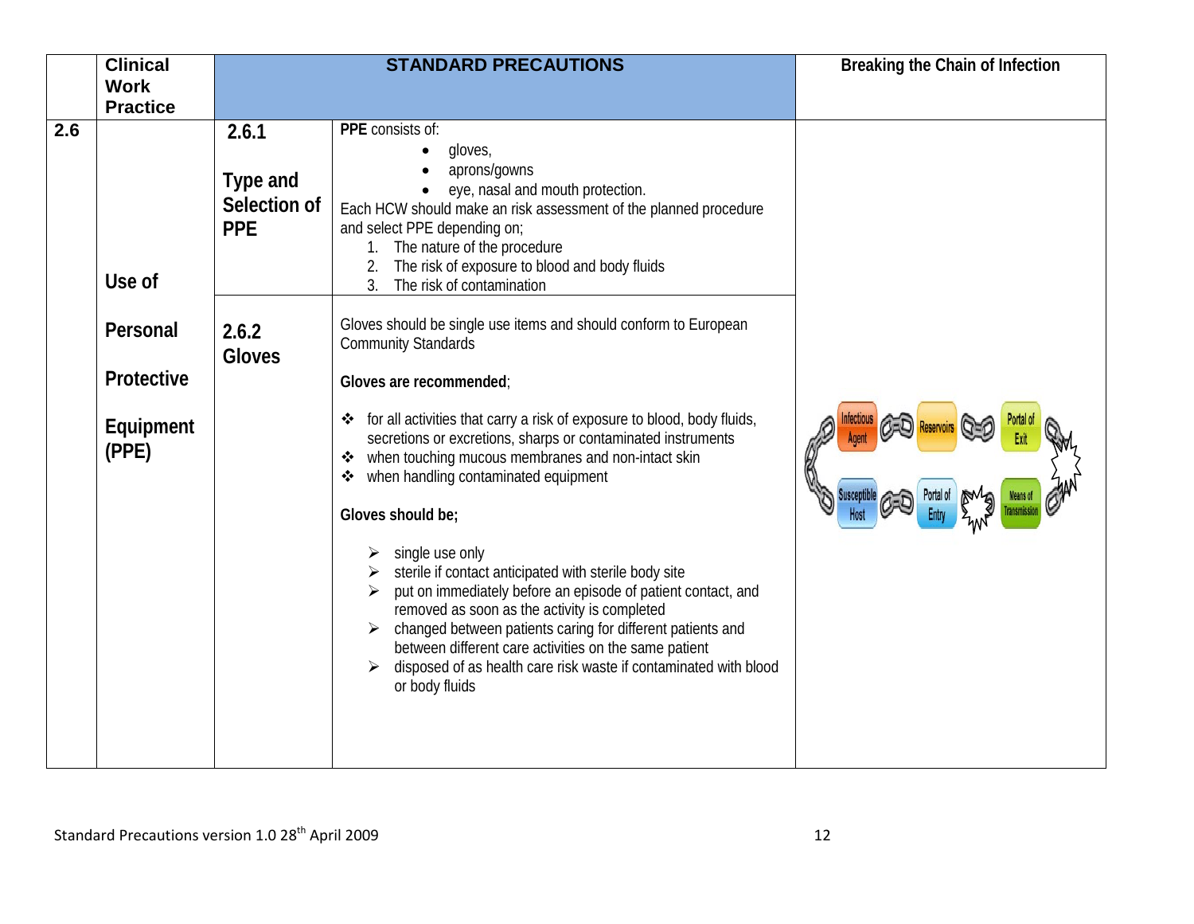| | Clinical Work Practice | STANDARD PRECAUTIONS | | Breaking the Chain of Infection |
|---|---|---|---|---|
| 2.6 | Use of Personal Protective Equipment (PPE) | 2.6.1 Type and Selection of PPE | **PPE** consists of: <br>• gloves, <br>• aprons/gowns <br>• eye, nasal and mouth protection. <br>Each HCW should make an risk assessment of the planned procedure and select PPE depending on; <br>1. The nature of the procedure <br>2. The risk of exposure to blood and body fluids <br>3. The risk of contamination | |
| | | 2.6.2 Gloves | Gloves should be single use items and should conform to European Community Standards <br><br>**Gloves are recommended**; <br><br>❖ for all activities that carry a risk of exposure to blood, body fluids, secretions or excretions, sharps or contaminated instruments <br>❖ when touching mucous membranes and non-intact skin <br>❖ when handling contaminated equipment <br><br>**Gloves should be;** <br><br>➢ single use only <br>➢ sterile if contact anticipated with sterile body site <br>➢ put on immediately before an episode of patient contact, and removed as soon as the activity is completed <br>➢ changed between patients caring for different patients and between different care activities on the same patient <br>➢ disposed of as health care risk waste if contaminated with blood or body fluids | Infectious Agent, Reservoirs, Portal of Exit, Means of Transmission, Portal of Entry, Susceptible Host |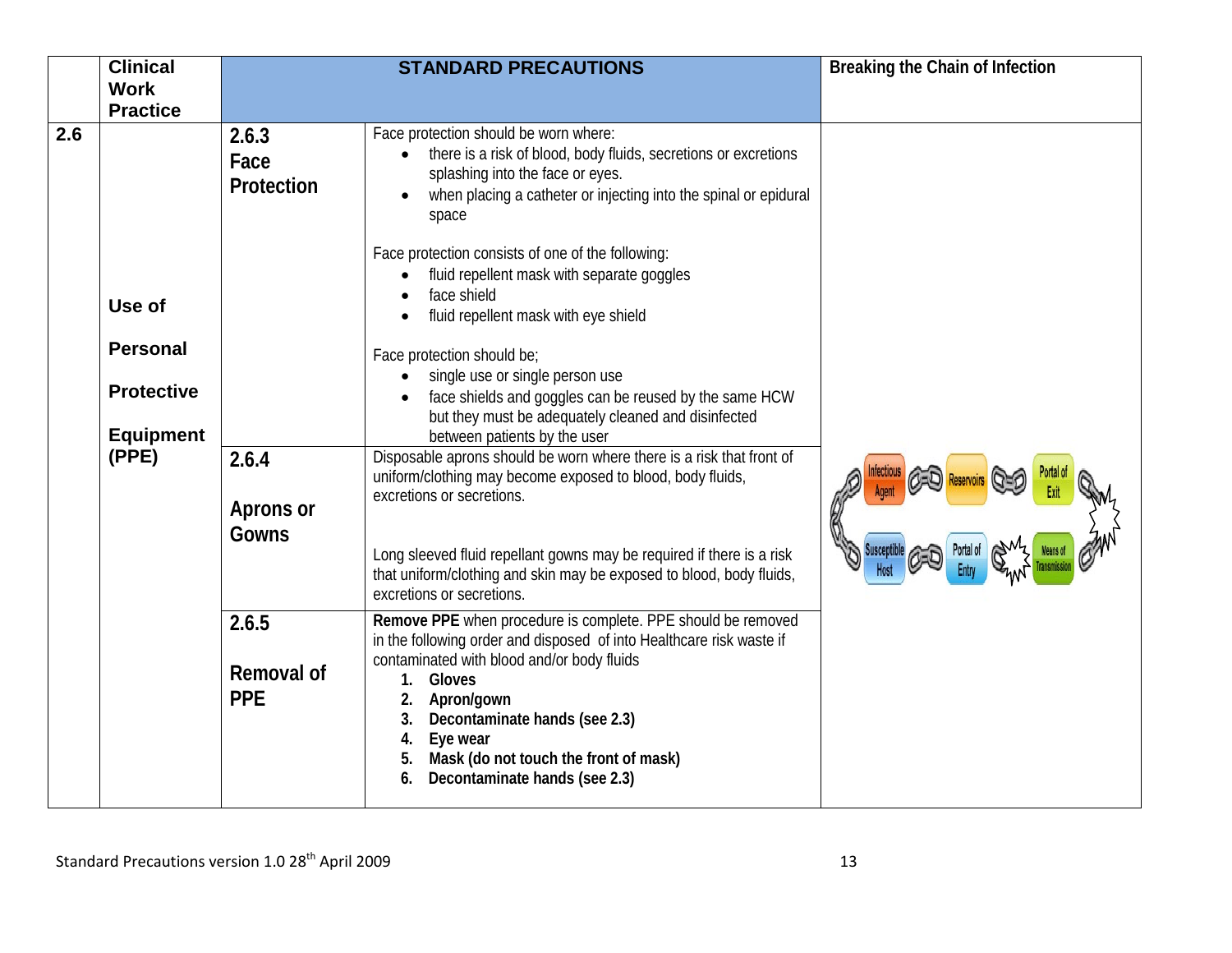| | Clinical Work Practice | STANDARD PRECAUTIONS | | Breaking the Chain of Infection |
|---|---|---|---|---|
| 2.6 | Use of Personal Protective Equipment (PPE) | **2.6.3 Face Protection** | Face protection should be worn where:<br>• there is a risk of blood, body fluids, secretions or excretions splashing into the face or eyes.<br>• when placing a catheter or injecting into the spinal or epidural space<br><br>Face protection consists of one of the following:<br>• fluid repellent mask with separate goggles<br>• face shield<br>• fluid repellent mask with eye shield<br><br>Face protection should be;<br>• single use or single person use<br>• face shields and goggles can be reused by the same HCW but they must be adequately cleaned and disinfected between patients by the user | |
| | | **2.6.4 Aprons or Gowns** | Disposable aprons should be worn where there is a risk that front of uniform/clothing may become exposed to blood, body fluids, excretions or secretions.<br><br>Long sleeved fluid repellant gowns may be required if there is a risk that uniform/clothing and skin may be exposed to blood, body fluids, excretions or secretions. | Infectious Agent – Reservoirs – Portal of Exit – Means of Transmission – Portal of Entry – Susceptible Host |
| | | **2.6.5 Removal of PPE** | **Remove PPE** when procedure is complete. PPE should be removed in the following order and disposed of into Healthcare risk waste if contaminated with blood and/or body fluids<br>**1. Gloves**<br>**2. Apron/gown**<br>**3. Decontaminate hands (see 2.3)**<br>**4. Eye wear**<br>**5. Mask (do not touch the front of mask)**<br>**6. Decontaminate hands (see 2.3)** | |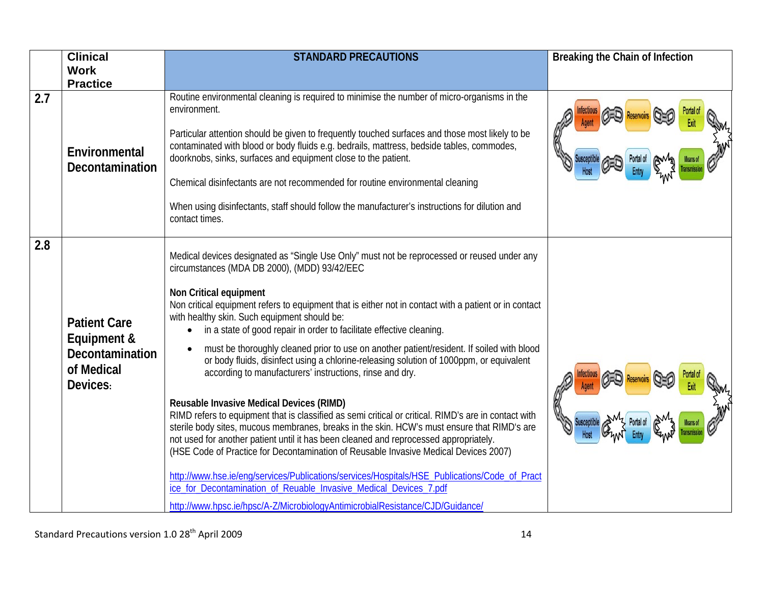|  | Clinical Work Practice | STANDARD PRECAUTIONS | Breaking the Chain of Infection |
|---|---|---|---|
| **2.7** | **Environmental Decontamination** | Routine environmental cleaning is required to minimise the number of micro-organisms in the environment.<br><br>Particular attention should be given to frequently touched surfaces and those most likely to be contaminated with blood or body fluids e.g. bedrails, mattress, bedside tables, commodes, doorknobs, sinks, surfaces and equipment close to the patient.<br><br>Chemical disinfectants are not recommended for routine environmental cleaning<br><br>When using disinfectants, staff should follow the manufacturer's instructions for dilution and contact times. | Infectious Agent – Reservoirs – Portal of Exit – Means of Transmission – Portal of Entry – Susceptible Host |
| **2.8** | **Patient Care Equipment & Decontamination of Medical Devices:** | Medical devices designated as "Single Use Only" must not be reprocessed or reused under any circumstances (MDA DB 2000), (MDD) 93/42/EEC<br><br>**Non Critical equipment**<br>Non critical equipment refers to equipment that is either not in contact with a patient or in contact with healthy skin. Such equipment should be:<br>• in a state of good repair in order to facilitate effective cleaning.<br>• must be thoroughly cleaned prior to use on another patient/resident. If soiled with blood or body fluids, disinfect using a chlorine-releasing solution of 1000ppm, or equivalent according to manufacturers' instructions, rinse and dry.<br><br>**Reusable Invasive Medical Devices (RIMD)**<br>RIMD refers to equipment that is classified as semi critical or critical. RIMD's are in contact with sterile body sites, mucous membranes, breaks in the skin. HCW's must ensure that RIMD's are not used for another patient until it has been cleaned and reprocessed appropriately.<br>(HSE Code of Practice for Decontamination of Reusable Invasive Medical Devices 2007)<br><br>http://www.hse.ie/eng/services/Publications/services/Hospitals/HSE_Publications/Code_of_Practice_for_Decontamination_of_Reuable_Invasive_Medical_Devices_7.pdf<br><br>http://www.hpsc.ie/hpsc/A-Z/MicrobiologyAntimicrobialResistance/CJD/Guidance/ | Infectious Agent – Reservoirs – Portal of Exit – Means of Transmission – Portal of Entry – Susceptible Host |

Standard Precautions version 1.0 28th April 2009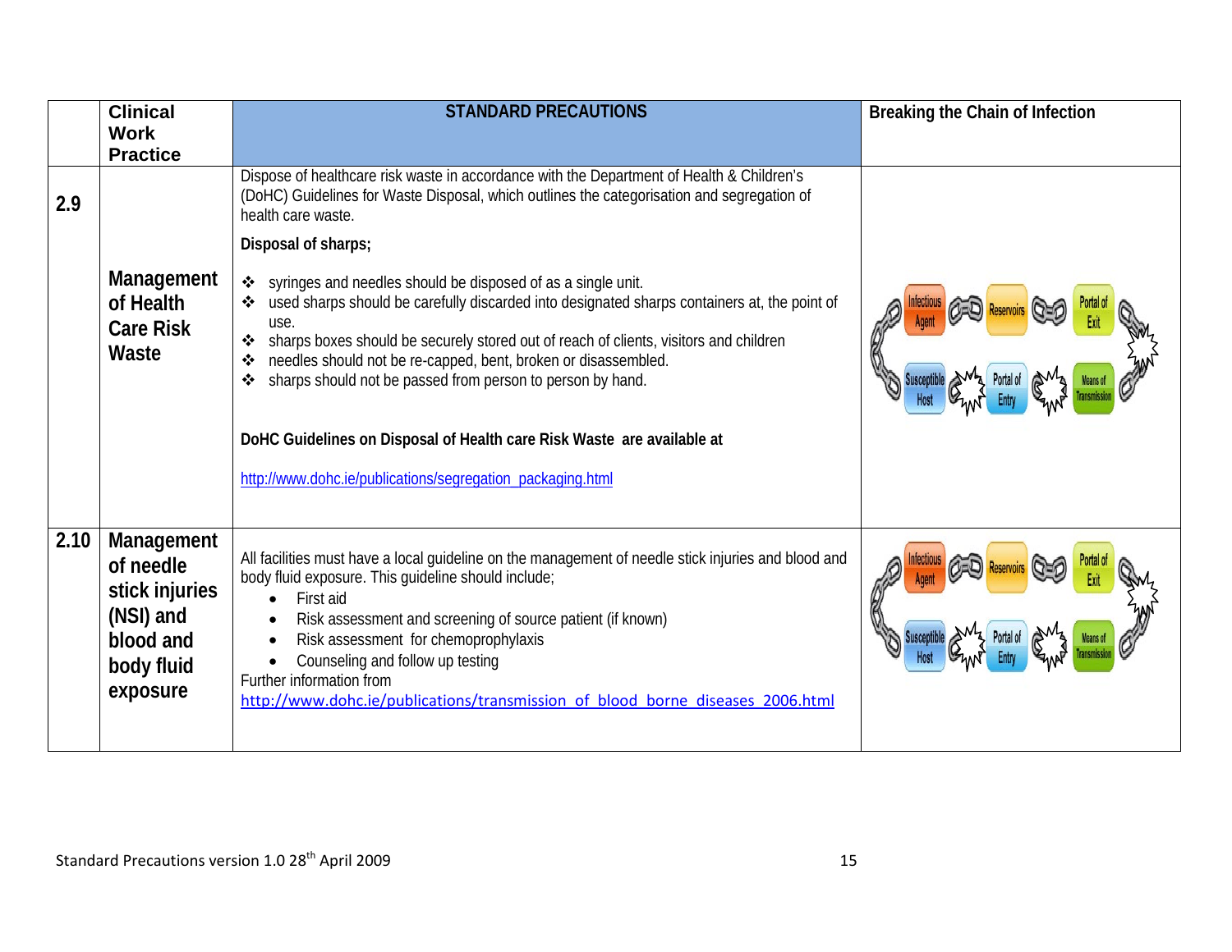| | Clinical Work Practice | STANDARD PRECAUTIONS | Breaking the Chain of Infection |
|---|---|---|---|
| **2.9** | **Management of Health Care Risk Waste** | Dispose of healthcare risk waste in accordance with the Department of Health & Children's (DoHC) Guidelines for Waste Disposal, which outlines the categorisation and segregation of health care waste.<br><br>**Disposal of sharps;**<br><br>❖ syringes and needles should be disposed of as a single unit.<br>❖ used sharps should be carefully discarded into designated sharps containers at, the point of use.<br>❖ sharps boxes should be securely stored out of reach of clients, visitors and children<br>❖ needles should not be re-capped, bent, broken or disassembled.<br>❖ sharps should not be passed from person to person by hand.<br><br>**DoHC Guidelines on Disposal of Health care Risk Waste are available at**<br><br>http://www.dohc.ie/publications/segregation_packaging.html | Infectious Agent, Reservoirs, Portal of Exit, Means of Transmission, Portal of Entry, Susceptible Host |
| **2.10** | **Management of needle stick injuries (NSI) and blood and body fluid exposure** | All facilities must have a local guideline on the management of needle stick injuries and blood and body fluid exposure. This guideline should include;<br>• First aid<br>• Risk assessment and screening of source patient (if known)<br>• Risk assessment for chemoprophylaxis<br>• Counseling and follow up testing<br>Further information from<br>http://www.dohc.ie/publications/transmission_of_blood_borne_diseases_2006.html | Infectious Agent, Reservoirs, Portal of Exit, Means of Transmission, Portal of Entry, Susceptible Host |

Standard Precautions version 1.0 28th April 2009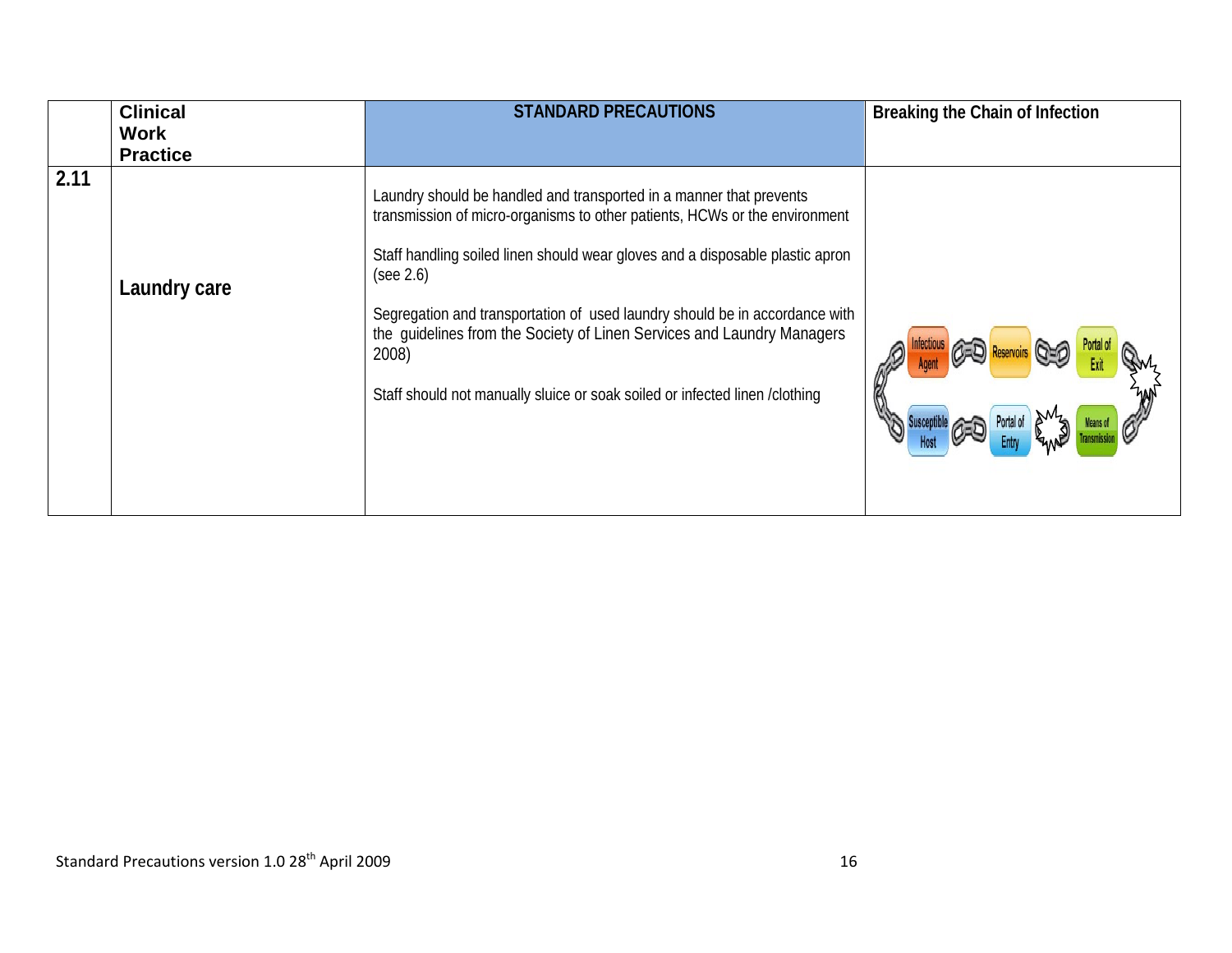|  | Clinical Work Practice | STANDARD PRECAUTIONS | Breaking the Chain of Infection |
|---|---|---|---|
| 2.11 | Laundry care | Laundry should be handled and transported in a manner that prevents transmission of micro-organisms to other patients, HCWs or the environment<br><br>Staff handling soiled linen should wear gloves and a disposable plastic apron (see 2.6)<br><br>Segregation and transportation of used laundry should be in accordance with the guidelines from the Society of Linen Services and Laundry Managers 2008)<br><br>Staff should not manually sluice or soak soiled or infected linen /clothing | Infectious Agent — Reservoirs — Portal of Exit — Means of Transmission — Portal of Entry — Susceptible Host |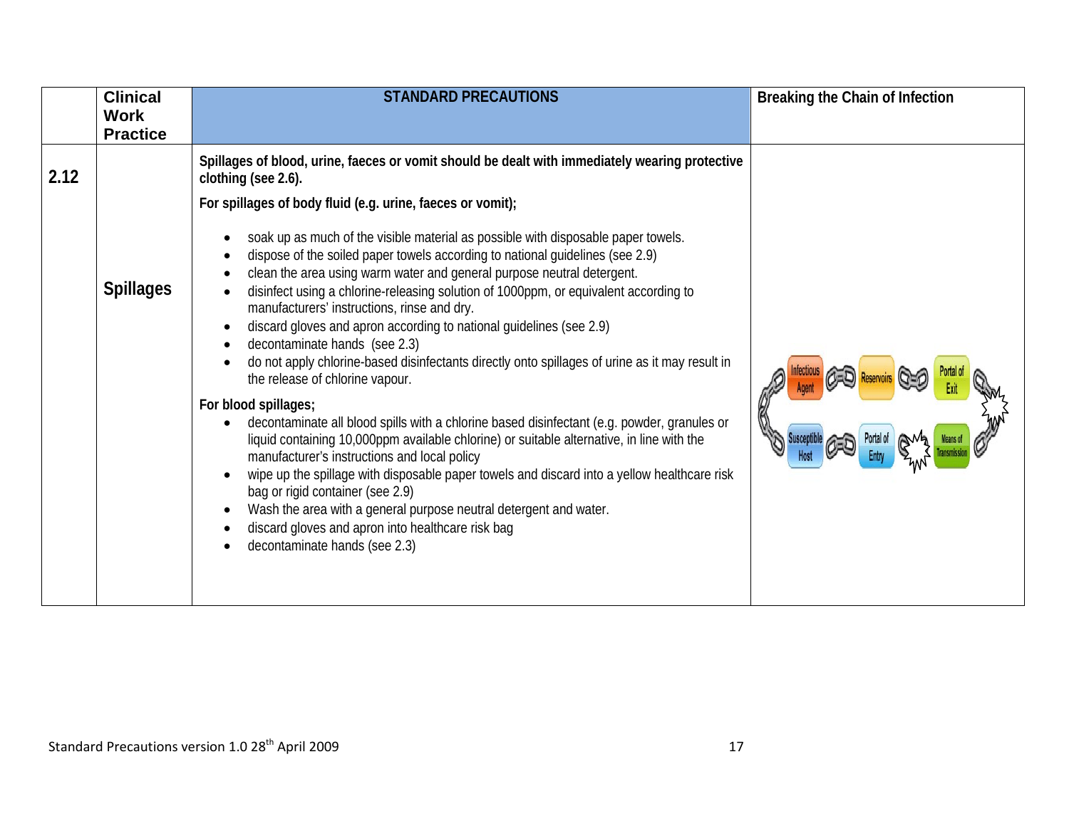|  | Clinical Work Practice | STANDARD PRECAUTIONS | Breaking the Chain of Infection |
|---|---|---|---|
| 2.12 | Spillages | **Spillages of blood, urine, faeces or vomit should be dealt with immediately wearing protective clothing (see 2.6).**<br><br>**For spillages of body fluid (e.g. urine, faeces or vomit);**<br><br>• soak up as much of the visible material as possible with disposable paper towels.<br>• dispose of the soiled paper towels according to national guidelines (see 2.9)<br>• clean the area using warm water and general purpose neutral detergent.<br>• disinfect using a chlorine-releasing solution of 1000ppm, or equivalent according to manufacturers' instructions, rinse and dry.<br>• discard gloves and apron according to national guidelines (see 2.9)<br>• decontaminate hands (see 2.3)<br>• do not apply chlorine-based disinfectants directly onto spillages of urine as it may result in the release of chlorine vapour.<br><br>**For blood spillages;**<br>• decontaminate all blood spills with a chlorine based disinfectant (e.g. powder, granules or liquid containing 10,000ppm available chlorine) or suitable alternative, in line with the manufacturer's instructions and local policy<br>• wipe up the spillage with disposable paper towels and discard into a yellow healthcare risk bag or rigid container (see 2.9)<br>• Wash the area with a general purpose neutral detergent and water.<br>• discard gloves and apron into healthcare risk bag<br>• decontaminate hands (see 2.3) | Infectious Agent – Reservoirs – Portal of Exit – Means of Transmission – Portal of Entry – Susceptible Host |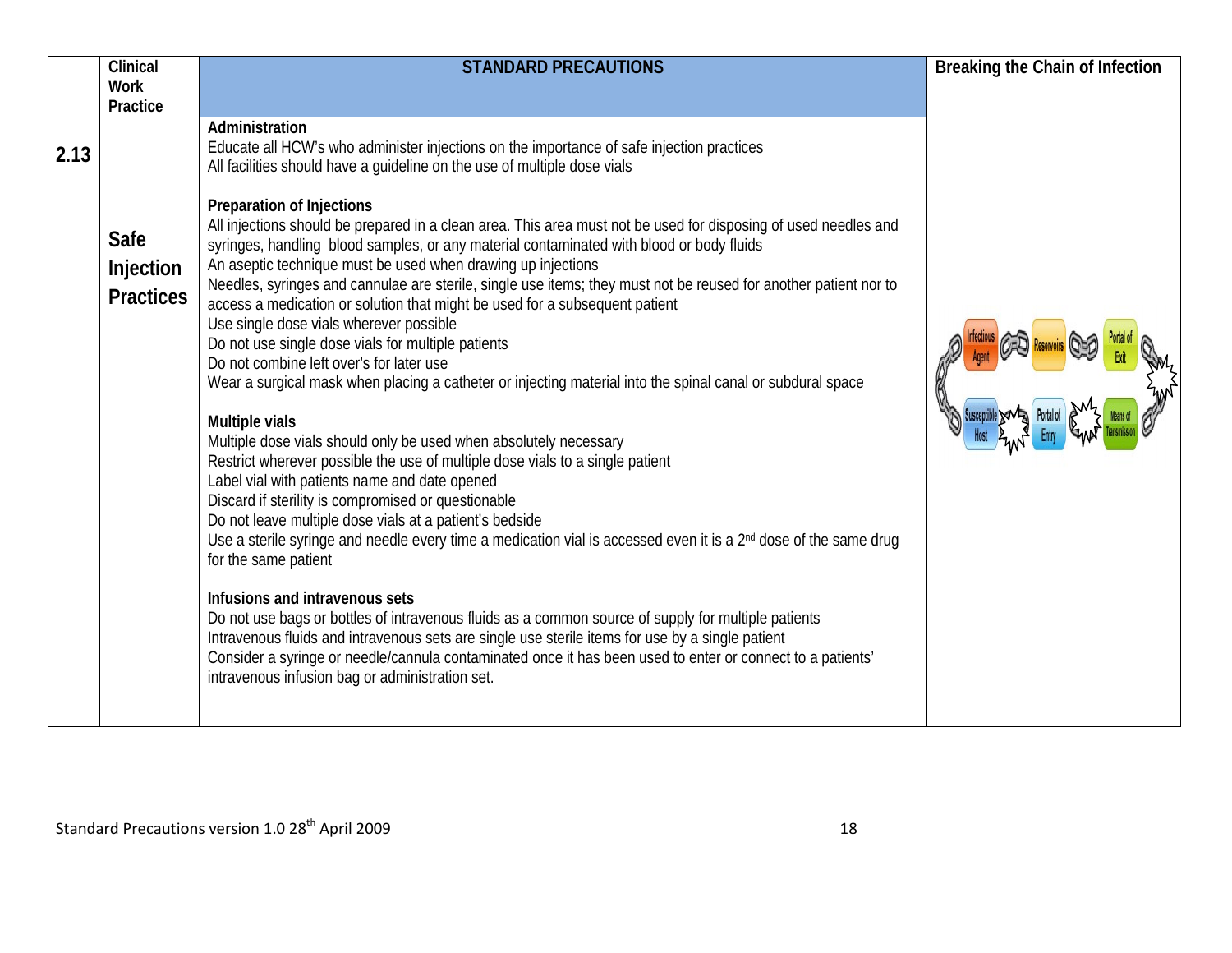| | Clinical Work Practice | STANDARD PRECAUTIONS | Breaking the Chain of Infection |
|---|---|---|---|
| 2.13 | Safe Injection Practices | **Administration**<br>Educate all HCW's who administer injections on the importance of safe injection practices<br>All facilities should have a guideline on the use of multiple dose vials<br><br>**Preparation of Injections**<br>All injections should be prepared in a clean area. This area must not be used for disposing of used needles and syringes, handling blood samples, or any material contaminated with blood or body fluids<br>An aseptic technique must be used when drawing up injections<br>Needles, syringes and cannulae are sterile, single use items; they must not be reused for another patient nor to access a medication or solution that might be used for a subsequent patient<br>Use single dose vials wherever possible<br>Do not use single dose vials for multiple patients<br>Do not combine left over's for later use<br>Wear a surgical mask when placing a catheter or injecting material into the spinal canal or subdural space<br><br>**Multiple vials**<br>Multiple dose vials should only be used when absolutely necessary<br>Restrict wherever possible the use of multiple dose vials to a single patient<br>Label vial with patients name and date opened<br>Discard if sterility is compromised or questionable<br>Do not leave multiple dose vials at a patient's bedside<br>Use a sterile syringe and needle every time a medication vial is accessed even it is a 2nd dose of the same drug for the same patient<br><br>**Infusions and intravenous sets**<br>Do not use bags or bottles of intravenous fluids as a common source of supply for multiple patients<br>Intravenous fluids and intravenous sets are single use sterile items for use by a single patient<br>Consider a syringe or needle/cannula contaminated once it has been used to enter or connect to a patients' intravenous infusion bag or administration set. | Infectious Agent, Reservoirs, Portal of Exit, Means of Transmission, Portal of Entry, Susceptible Host |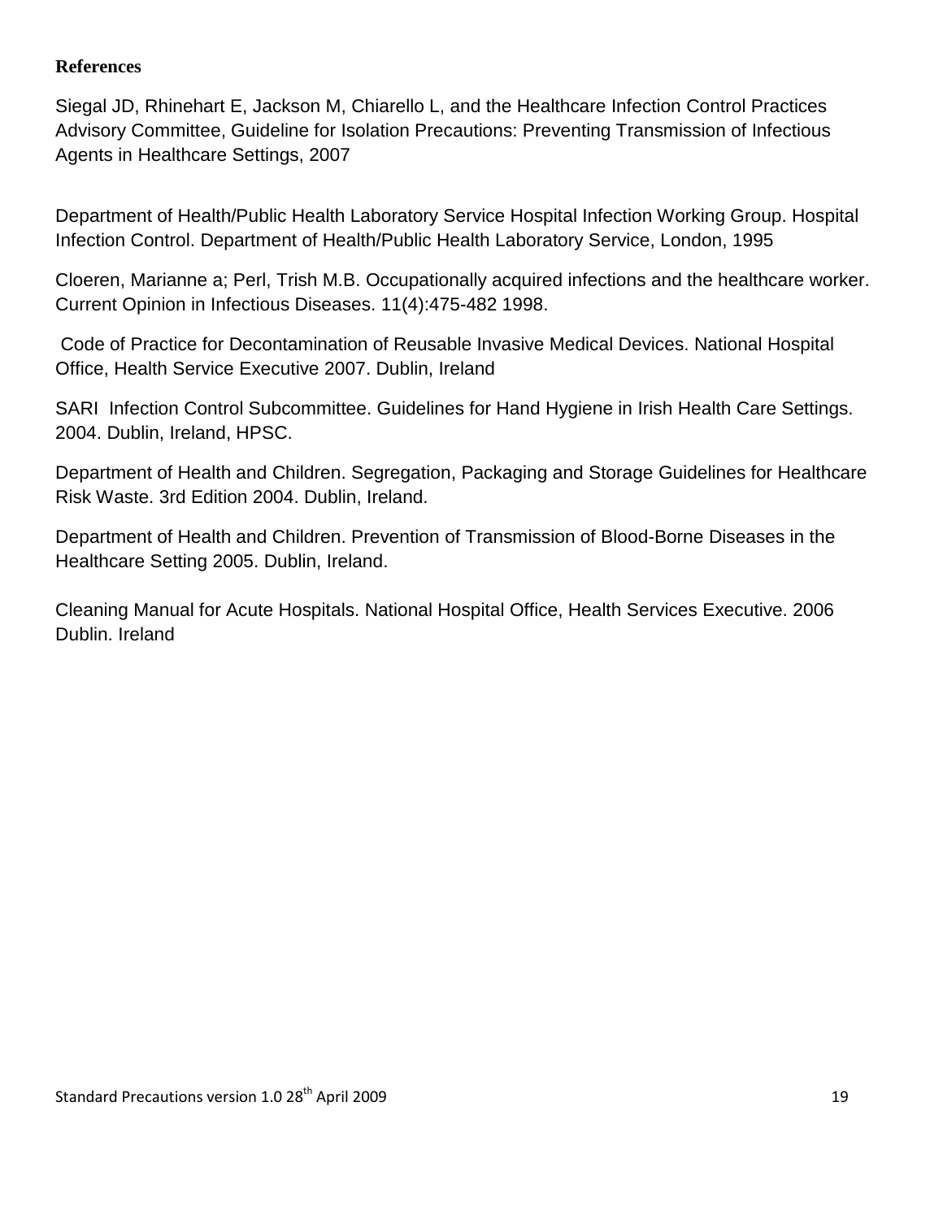**References**

Siegal JD, Rhinehart E, Jackson M, Chiarello L, and the Healthcare Infection Control Practices Advisory Committee, Guideline for Isolation Precautions: Preventing Transmission of Infectious Agents in Healthcare Settings, 2007

Department of Health/Public Health Laboratory Service Hospital Infection Working Group. Hospital Infection Control. Department of Health/Public Health Laboratory Service, London, 1995

Cloeren, Marianne a; Perl, Trish M.B. Occupationally acquired infections and the healthcare worker. Current Opinion in Infectious Diseases. 11(4):475-482 1998.

Code of Practice for Decontamination of Reusable Invasive Medical Devices. National Hospital Office, Health Service Executive 2007. Dublin, Ireland

SARI Infection Control Subcommittee. Guidelines for Hand Hygiene in Irish Health Care Settings. 2004. Dublin, Ireland, HPSC.

Department of Health and Children. Segregation, Packaging and Storage Guidelines for Healthcare Risk Waste. 3rd Edition 2004. Dublin, Ireland.

Department of Health and Children. Prevention of Transmission of Blood-Borne Diseases in the Healthcare Setting 2005. Dublin, Ireland.

Cleaning Manual for Acute Hospitals. National Hospital Office, Health Services Executive. 2006 Dublin. Ireland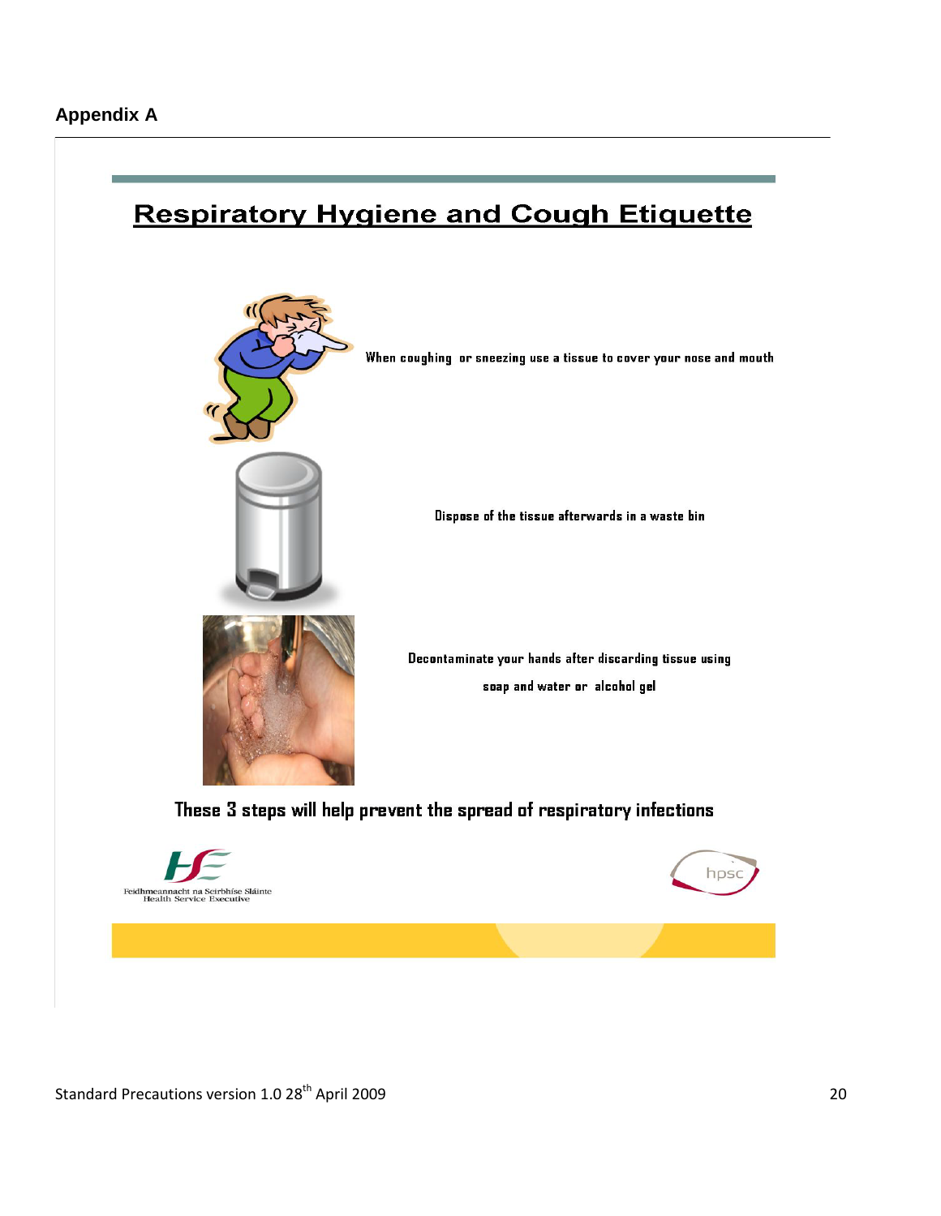## Appendix A

# Respiratory Hygiene and Cough Etiquette

When coughing or sneezing use a tissue to cover your nose and mouth

Dispose of the tissue afterwards in a waste bin

Decontaminate your hands after discarding tissue using soap and water or alcohol gel

**These 3 steps will help prevent the spread of respiratory infections**

Feidhmeannacht na Seirbhíse Sláinte
Health Service Executive

hpsc